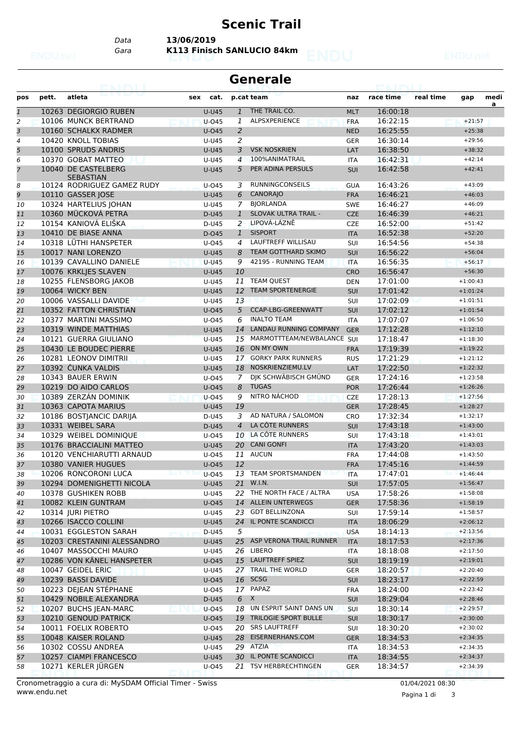# Scenic Trail

Data **13/06/2019**

Gara **K113 Finisch SANLUCIO 84km**

## Generale

| pos | pett. | atleta | sex | cat. | p.cat | team | naz | race time | real time | gap | media |
|---|---|---|---|---|---|---|---|---|---|---|---|
| 1 | 10263 | DEGIORGIO RUBEN | | U-U45 | 1 | THE TRAIL CO. | MLT | 16:00:18 | | | |
| 2 | 10106 | MUNCK BERTRAND | | U-O45 | 1 | ALPSXPERIENCE | FRA | 16:22:15 | | +21:57 | |
| 3 | 10160 | SCHALKX RADMER | | U-O45 | 2 | | NED | 16:25:55 | | +25:38 | |
| 4 | 10420 | KNOLL TOBIAS | | U-U45 | 2 | | GER | 16:30:14 | | +29:56 | |
| 5 | 10100 | SPRUDS ANDRIS | | U-U45 | 3 | VSK NOSKRIEN | LAT | 16:38:50 | | +38:32 | |
| 6 | 10370 | GOBAT MATTEO | | U-U45 | 4 | 100%ANIMATRAIL | ITA | 16:42:31 | | +42:14 | |
| 7 | 10040 | DE CASTELBERG SEBASTIAN | | U-U45 | 5 | PER ADINA PERSULS | SUI | 16:42:58 | | +42:41 | |
| 8 | 10124 | RODRIGUEZ GAMEZ RUDY | | U-O45 | 3 | RUNNINGCONSEILS | GUA | 16:43:26 | | +43:09 | |
| 9 | 10110 | GASSER JOSE | | U-U45 | 6 | CANORAJO | FRA | 16:46:21 | | +46:03 | |
| 10 | 10324 | HARTELIUS JOHAN | | U-U45 | 7 | BJORLANDA | SWE | 16:46:27 | | +46:09 | |
| 11 | 10360 | MÜCKOVÁ PETRA | | D-U45 | 1 | SLOVAK ULTRA TRAIL - | CZE | 16:46:39 | | +46:21 | |
| 12 | 10154 | KANIOVÁ ELIŠKA | | D-U45 | 2 | LIPOVÁ-LÁZNĚ | CZE | 16:52:00 | | +51:42 | |
| 13 | 10410 | DE BIASE ANNA | | D-O45 | 1 | SISPORT | ITA | 16:52:38 | | +52:20 | |
| 14 | 10318 | LÜTHI HANSPETER | | U-O45 | 4 | LAUFTREFF WILLISAU | SUI | 16:54:56 | | +54:38 | |
| 15 | 10017 | NANI LORENZO | | U-U45 | 8 | TEAM GOTTHARD SKIMO | SUI | 16:56:22 | | +56:04 | |
| 16 | 10139 | CAVALLINO DANIELE | | U-U45 | 9 | 42195 - RUNNING TEAM | ITA | 16:56:35 | | +56:17 | |
| 17 | 10076 | KRKLJES SLAVEN | | U-U45 | 10 | | CRO | 16:56:47 | | +56:30 | |
| 18 | 10255 | FLENSBORG JAKOB | | U-U45 | 11 | TEAM QUEST | DEN | 17:01:00 | | +1:00:43 | |
| 19 | 10064 | WICKY BEN | | U-U45 | 12 | TEAM SPORTENERGIE | SUI | 17:01:42 | | +1:01:24 | |
| 20 | 10006 | VASSALLI DAVIDE | | U-U45 | 13 | | SUI | 17:02:09 | | +1:01:51 | |
| 21 | 10352 | FATTON CHRISTIAN | | U-O45 | 5 | CCAP-LBG-GREENWATT | SUI | 17:02:12 | | +1:01:54 | |
| 22 | 10377 | MARTINI MASSIMO | | U-O45 | 6 | INALTO TEAM | ITA | 17:07:07 | | +1:06:50 | |
| 23 | 10319 | WINDE MATTHIAS | | U-U45 | 14 | LANDAU RUNNING COMPANY | GER | 17:12:28 | | +1:12:10 | |
| 24 | 10121 | GUERRA GIULIANO | | U-U45 | 15 | MARMOTTTEAM/NEWBALANCE | SUI | 17:18:47 | | +1:18:30 | |
| 25 | 10430 | LE BOUDEC PIERRE | | U-U45 | 16 | ON MY OWN | FRA | 17:19:39 | | +1:19:22 | |
| 26 | 10281 | LEONOV DIMITRII | | U-U45 | 17 | GORKY PARK RUNNERS | RUS | 17:21:29 | | +1:21:12 | |
| 27 | 10392 | ČUNKA VALDIS | | U-U45 | 18 | NOSKRIENZIEMU.LV | LAT | 17:22:50 | | +1:22:32 | |
| 28 | 10343 | BAUER ERWIN | | U-O45 | 7 | DJK SCHWÄBISCH GMÜND | GER | 17:24:16 | | +1:23:58 | |
| 29 | 10219 | DO AIDO CARLOS | | U-O45 | 8 | TUGAS | POR | 17:26:44 | | +1:26:26 | |
| 30 | 10389 | ZERZÁN DOMINIK | | U-O45 | 9 | NITRO NÁCHOD | CZE | 17:28:13 | | +1:27:56 | |
| 31 | 10363 | CAPOTA MARIUS | | U-U45 | 19 | | GER | 17:28:45 | | +1:28:27 | |
| 32 | 10186 | BOSTJANCIC DARIJA | | D-U45 | 3 | AD NATURA / SALOMON | CRO | 17:32:34 | | +1:32:17 | |
| 33 | 10331 | WEIBEL SARA | | D-U45 | 4 | LA CÔTE RUNNERS | SUI | 17:43:18 | | +1:43:00 | |
| 34 | 10329 | WEIBEL DOMINIQUE | | U-O45 | 10 | LA CÔTE RUNNERS | SUI | 17:43:18 | | +1:43:01 | |
| 35 | 10176 | BRACCIALINI MATTEO | | U-U45 | 20 | CANI GONFI | ITA | 17:43:20 | | +1:43:03 | |
| 36 | 10120 | VENCHIARUTTI ARNAUD | | U-O45 | 11 | AUCUN | FRA | 17:44:08 | | +1:43:50 | |
| 37 | 10380 | VANIER HUGUES | | U-O45 | 12 | | FRA | 17:45:16 | | +1:44:59 | |
| 38 | 10206 | RONCORONI LUCA | | U-O45 | 13 | TEAM SPORTSMANDEN | ITA | 17:47:01 | | +1:46:44 | |
| 39 | 10294 | DOMENIGHETTI NICOLA | | U-U45 | 21 | W.I.N. | SUI | 17:57:05 | | +1:56:47 | |
| 40 | 10378 | GUSHIKEN ROBB | | U-U45 | 22 | THE NORTH FACE / ALTRA | USA | 17:58:26 | | +1:58:08 | |
| 41 | 10082 | KLEIN GUNTRAM | | U-O45 | 14 | ALLEIN UNTERWEGS | GER | 17:58:36 | | +1:58:19 | |
| 42 | 10314 | JURI PIETRO | | U-U45 | 23 | GDT BELLINZONA | SUI | 17:59:14 | | +1:58:57 | |
| 43 | 10266 | ISACCO COLLINI | | U-U45 | 24 | IL PONTE SCANDICCI | ITA | 18:06:29 | | +2:06:12 | |
| 44 | 10031 | EGGLESTON SARAH | | D-U45 | 5 | | USA | 18:14:13 | | +2:13:56 | |
| 45 | 10203 | CRESTANINI ALESSANDRO | | U-U45 | 25 | ASP VERONA TRAIL RUNNER | ITA | 18:17:53 | | +2:17:36 | |
| 46 | 10407 | MASSOCCHI MAURO | | U-U45 | 26 | LIBERO | ITA | 18:18:08 | | +2:17:50 | |
| 47 | 10286 | VON KÄNEL HANSPETER | | U-O45 | 15 | LAUFTREFF SPIEZ | SUI | 18:19:19 | | +2:19:01 | |
| 48 | 10047 | GEIDEL ERIC | | U-U45 | 27 | TRAIL THE WORLD | GER | 18:20:57 | | +2:20:40 | |
| 49 | 10239 | BASSI DAVIDE | | U-O45 | 16 | SCSG | SUI | 18:23:17 | | +2:22:59 | |
| 50 | 10223 | DEJEAN STÉPHANE | | U-O45 | 17 | PAPAZ | FRA | 18:24:00 | | +2:23:42 | |
| 51 | 10429 | NOBILE ALEXANDRA | | D-U45 | 6 | X | SUI | 18:29:04 | | +2:28:46 | |
| 52 | 10207 | BUCHS JEAN-MARC | | U-O45 | 18 | UN ESPRIT SAINT DANS UN | SUI | 18:30:14 | | +2:29:57 | |
| 53 | 10210 | GENOUD PATRICK | | U-O45 | 19 | TRILOGIE SPORT BULLE | SUI | 18:30:17 | | +2:30:00 | |
| 54 | 10011 | FOELIX ROBERTO | | U-O45 | 20 | SRS LAUFTREFF | SUI | 18:30:20 | | +2:30:02 | |
| 55 | 10048 | KAISER ROLAND | | U-U45 | 28 | EISERNERHANS.COM | GER | 18:34:53 | | +2:34:35 | |
| 56 | 10302 | COSSU ANDREA | | U-U45 | 29 | ATZIA | ITA | 18:34:53 | | +2:34:35 | |
| 57 | 10257 | CIAMPI FRANCESCO | | U-U45 | 30 | IL PONTE SCANDICCI | ITA | 18:34:55 | | +2:34:37 | |
| 58 | 10271 | KERLER JÜRGEN | | U-O45 | 21 | TSV HERBRECHTINGEN | GER | 18:34:57 | | +2:34:39 | |

Cronometraggio a cura di: MySDAM Official Timer - Swiss
www.endu.net

01/04/2021 08:30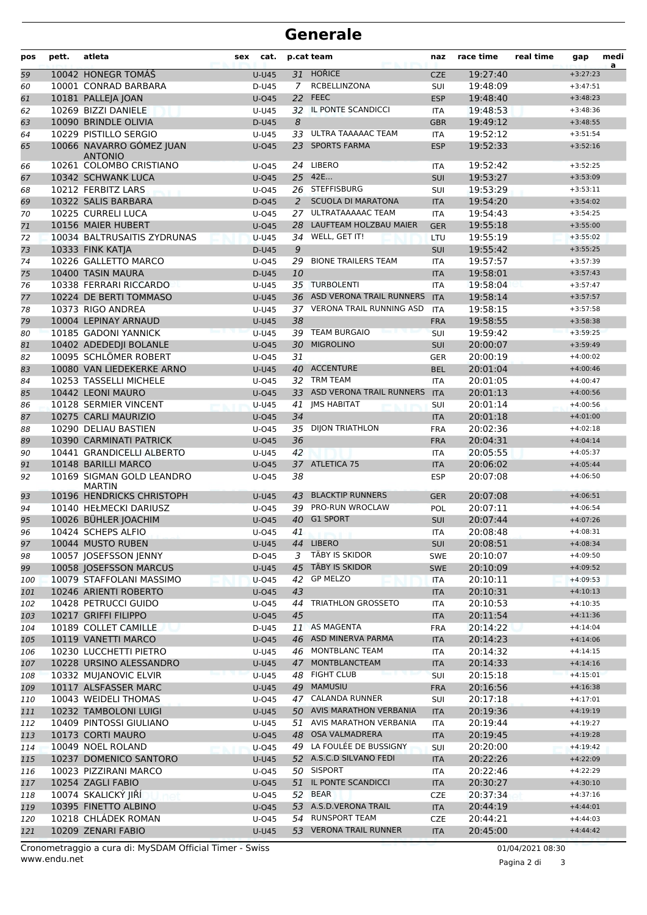# Generale

| pos | pett. | atleta | sex | cat. | p.cat | team | naz | race time | real time | gap | media |
|---|---|---|---|---|---|---|---|---|---|---|---|
| 59 | 10042 | HONEGR TOMÁŠ | | U-U45 | 31 | HOŘICE | CZE | 19:27:40 | | +3:27:23 | |
| 60 | 10001 | CONRAD BARBARA | | D-U45 | 7 | RCBELLINZONA | SUI | 19:48:09 | | +3:47:51 | |
| 61 | 10181 | PALLEJA JOAN | | U-O45 | 22 | FEEC | ESP | 19:48:40 | | +3:48:23 | |
| 62 | 10269 | BIZZI DANIELE | | U-U45 | 32 | IL PONTE SCANDICCI | ITA | 19:48:53 | | +3:48:36 | |
| 63 | 10090 | BRINDLE OLIVIA | | D-U45 | 8 | | GBR | 19:49:12 | | +3:48:55 | |
| 64 | 10229 | PISTILLO SERGIO | | U-U45 | 33 | ULTRA TAAAAAC TEAM | ITA | 19:52:12 | | +3:51:54 | |
| 65 | 10066 | NAVARRO GÓMEZ JUAN ANTONIO | | U-O45 | 23 | SPORTS FARMA | ESP | 19:52:33 | | +3:52:16 | |
| 66 | 10261 | COLOMBO CRISTIANO | | U-O45 | 24 | LIBERO | ITA | 19:52:42 | | +3:52:25 | |
| 67 | 10342 | SCHWANK LUCA | | U-O45 | 25 | 42E... | SUI | 19:53:27 | | +3:53:09 | |
| 68 | 10212 | FERBITZ LARS | | U-O45 | 26 | STEFFISBURG | SUI | 19:53:29 | | +3:53:11 | |
| 69 | 10322 | SALIS BARBARA | | D-O45 | 2 | SCUOLA DI MARATONA | ITA | 19:54:20 | | +3:54:02 | |
| 70 | 10225 | CURRELI LUCA | | U-O45 | 27 | ULTRATAAAAAC TEAM | ITA | 19:54:43 | | +3:54:25 | |
| 71 | 10156 | MAIER HUBERT | | U-O45 | 28 | LAUFTEAM HOLZBAU MAIER | GER | 19:55:18 | | +3:55:00 | |
| 72 | 10034 | BALTRUSAITIS ZYDRUNAS | | U-U45 | 34 | WELL, GET IT! | LTU | 19:55:19 | | +3:55:02 | |
| 73 | 10333 | FINK KATJA | | D-U45 | 9 | | SUI | 19:55:42 | | +3:55:25 | |
| 74 | 10226 | GALLETTO MARCO | | U-O45 | 29 | BIONE TRAILERS TEAM | ITA | 19:57:57 | | +3:57:39 | |
| 75 | 10400 | TASIN MAURA | | D-U45 | 10 | | ITA | 19:58:01 | | +3:57:43 | |
| 76 | 10338 | FERRARI RICCARDO | | U-U45 | 35 | TURBOLENTI | ITA | 19:58:04 | | +3:57:47 | |
| 77 | 10224 | DE BERTI TOMMASO | | U-U45 | 36 | ASD VERONA TRAIL RUNNERS | ITA | 19:58:14 | | +3:57:57 | |
| 78 | 10373 | RIGO ANDREA | | U-U45 | 37 | VERONA TRAIL RUNNING ASD | ITA | 19:58:15 | | +3:57:58 | |
| 79 | 10004 | LEPINAY ARNAUD | | U-U45 | 38 | | FRA | 19:58:55 | | +3:58:38 | |
| 80 | 10185 | GADONI YANNICK | | U-U45 | 39 | TEAM BURGAIO | SUI | 19:59:42 | | +3:59:25 | |
| 81 | 10402 | ADEDEDJI BOLANLE | | U-O45 | 30 | MIGROLINO | SUI | 20:00:07 | | +3:59:49 | |
| 82 | 10095 | SCHLÖMER ROBERT | | U-O45 | 31 | | GER | 20:00:19 | | +4:00:02 | |
| 83 | 10080 | VAN LIEDEKERKE ARNO | | U-U45 | 40 | ACCENTURE | BEL | 20:01:04 | | +4:00:46 | |
| 84 | 10253 | TASSELLI MICHELE | | U-O45 | 32 | TRM TEAM | ITA | 20:01:05 | | +4:00:47 | |
| 85 | 10442 | LEONI MAURO | | U-O45 | 33 | ASD VERONA TRAIL RUNNERS | ITA | 20:01:13 | | +4:00:56 | |
| 86 | 10128 | SERMIER VINCENT | | U-U45 | 41 | JMS HABITAT | SUI | 20:01:14 | | +4:00:56 | |
| 87 | 10275 | CARLI MAURIZIO | | U-O45 | 34 | | ITA | 20:01:18 | | +4:01:00 | |
| 88 | 10290 | DELIAU BASTIEN | | U-O45 | 35 | DIJON TRIATHLON | FRA | 20:02:36 | | +4:02:18 | |
| 89 | 10390 | CARMINATI PATRICK | | U-O45 | 36 | | FRA | 20:04:31 | | +4:04:14 | |
| 90 | 10441 | GRANDICELLI ALBERTO | | U-U45 | 42 | | ITA | 20:05:55 | | +4:05:37 | |
| 91 | 10148 | BARILLI MARCO | | U-O45 | 37 | ATLETICA 75 | ITA | 20:06:02 | | +4:05:44 | |
| 92 | 10169 | SIGMAN GOLD LEANDRO MARTIN | | U-O45 | 38 | | ESP | 20:07:08 | | +4:06:50 | |
| 93 | 10196 | HENDRICKS CHRISTOPH | | U-U45 | 43 | BLACKTIP RUNNERS | GER | 20:07:08 | | +4:06:51 | |
| 94 | 10140 | HEŁMECKI DARIUSZ | | U-O45 | 39 | PRO-RUN WROCLAW | POL | 20:07:11 | | +4:06:54 | |
| 95 | 10026 | BÜHLER JOACHIM | | U-O45 | 40 | G1 SPORT | SUI | 20:07:44 | | +4:07:26 | |
| 96 | 10424 | SCHEPS ALFIO | | U-O45 | 41 | | ITA | 20:08:48 | | +4:08:31 | |
| 97 | 10044 | MUSTO RUBEN | | U-U45 | 44 | LIBERO | SUI | 20:08:51 | | +4:08:34 | |
| 98 | 10057 | JOSEFSSON JENNY | | D-O45 | 3 | TÄBY IS SKIDOR | SWE | 20:10:07 | | +4:09:50 | |
| 99 | 10058 | JOSEFSSON MARCUS | | U-U45 | 45 | TÄBY IS SKIDOR | SWE | 20:10:09 | | +4:09:52 | |
| 100 | 10079 | STAFFOLANI MASSIMO | | U-O45 | 42 | GP MELZO | ITA | 20:10:11 | | +4:09:53 | |
| 101 | 10246 | ARIENTI ROBERTO | | U-O45 | 43 | | ITA | 20:10:31 | | +4:10:13 | |
| 102 | 10428 | PETRUCCI GUIDO | | U-O45 | 44 | TRIATHLON GROSSETO | ITA | 20:10:53 | | +4:10:35 | |
| 103 | 10217 | GRIFFI FILIPPO | | U-O45 | 45 | | ITA | 20:11:54 | | +4:11:36 | |
| 104 | 10189 | COLLET CAMILLE | | D-U45 | 11 | AS MAGENTA | FRA | 20:14:22 | | +4:14:04 | |
| 105 | 10119 | VANETTI MARCO | | U-O45 | 46 | ASD MINERVA PARMA | ITA | 20:14:23 | | +4:14:06 | |
| 106 | 10230 | LUCCHETTI PIETRO | | U-U45 | 46 | MONTBLANC TEAM | ITA | 20:14:32 | | +4:14:15 | |
| 107 | 10228 | URSINO ALESSANDRO | | U-U45 | 47 | MONTBLANCTEAM | ITA | 20:14:33 | | +4:14:16 | |
| 108 | 10332 | MUJANOVIC ELVIR | | U-U45 | 48 | FIGHT CLUB | SUI | 20:15:18 | | +4:15:01 | |
| 109 | 10117 | ALSFASSER MARC | | U-U45 | 49 | MAMUSIU | FRA | 20:16:56 | | +4:16:38 | |
| 110 | 10043 | WEIDELI THOMAS | | U-O45 | 47 | CALANDA RUNNER | SUI | 20:17:18 | | +4:17:01 | |
| 111 | 10232 | TAMBOLONI LUIGI | | U-U45 | 50 | AVIS MARATHON VERBANIA | ITA | 20:19:36 | | +4:19:19 | |
| 112 | 10409 | PINTOSSI GIULIANO | | U-U45 | 51 | AVIS MARATHON VERBANIA | ITA | 20:19:44 | | +4:19:27 | |
| 113 | 10173 | CORTI MAURO | | U-O45 | 48 | OSA VALMADRERA | ITA | 20:19:45 | | +4:19:28 | |
| 114 | 10049 | NOEL ROLAND | | U-O45 | 49 | LA FOULÉE DE BUSSIGNY | SUI | 20:20:00 | | +4:19:42 | |
| 115 | 10237 | DOMENICO SANTORO | | U-U45 | 52 | A.S.C.D SILVANO FEDI | ITA | 20:22:26 | | +4:22:09 | |
| 116 | 10023 | PIZZIRANI MARCO | | U-O45 | 50 | SISPORT | ITA | 20:22:46 | | +4:22:29 | |
| 117 | 10254 | ZAGLI FABIO | | U-O45 | 51 | IL PONTE SCANDICCI | ITA | 20:30:27 | | +4:30:10 | |
| 118 | 10074 | SKALICKÝ JIŘÍ | | U-O45 | 52 | BEAR | CZE | 20:37:34 | | +4:37:16 | |
| 119 | 10395 | FINETTO ALBINO | | U-O45 | 53 | A.S.D.VERONA TRAIL | ITA | 20:44:19 | | +4:44:01 | |
| 120 | 10218 | CHLÁDEK ROMAN | | U-O45 | 54 | RUNSPORT TEAM | CZE | 20:44:21 | | +4:44:03 | |
| 121 | 10209 | ZENARI FABIO | | U-U45 | 53 | VERONA TRAIL RUNNER | ITA | 20:45:00 | | +4:44:42 | |

Cronometraggio a cura di: MySDAM Official Timer - Swiss
www.endu.net

01/04/2021 08:30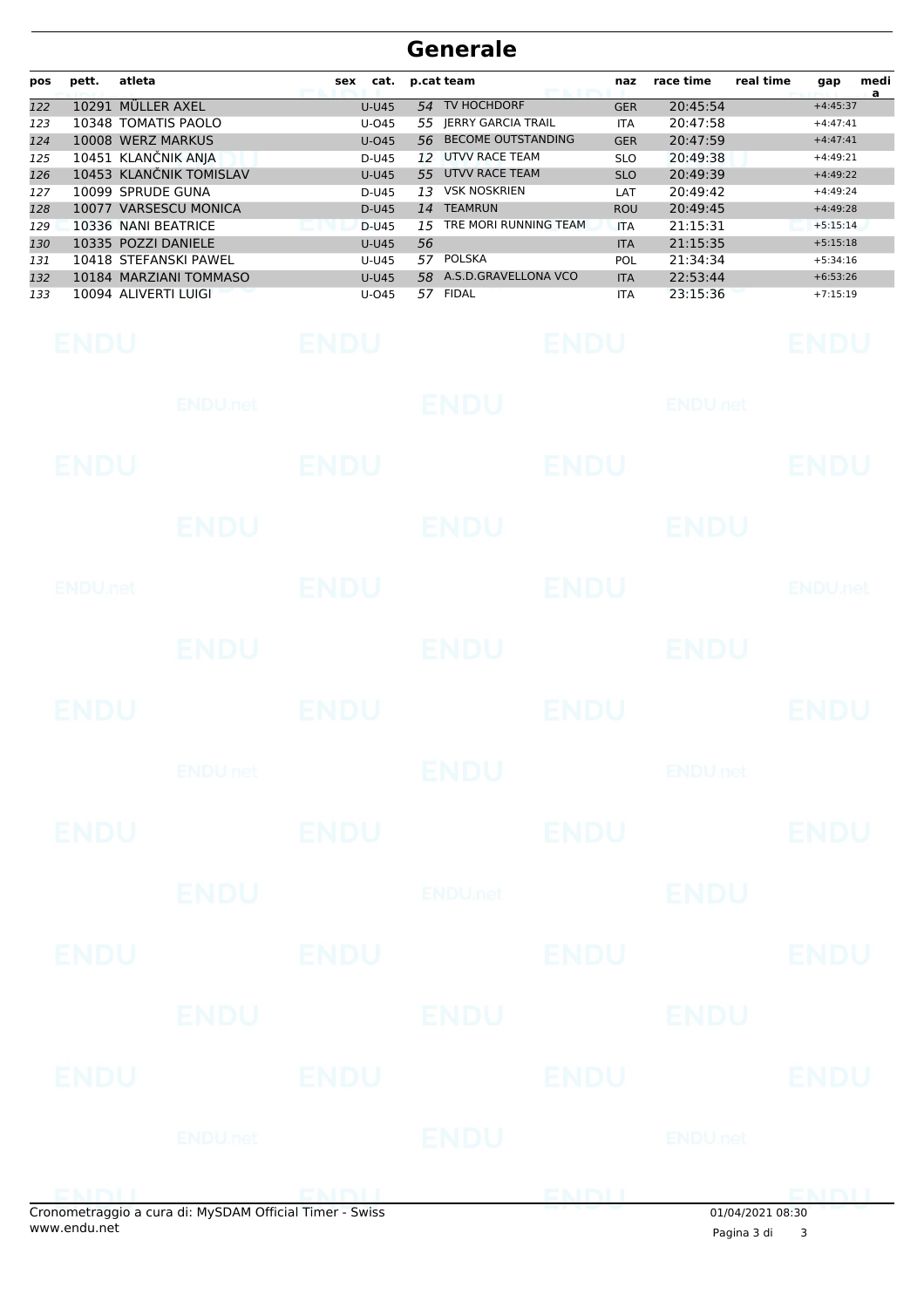# Generale

| pos | pett. | atleta | sex | cat. | p.cat | team | naz | race time | real time | gap | medi a |
|---|---|---|---|---|---|---|---|---|---|---|---|
| 122 | 10291 | MÜLLER AXEL | | U-U45 | 54 | TV HOCHDORF | GER | 20:45:54 | | +4:45:37 | |
| 123 | 10348 | TOMATIS PAOLO | | U-O45 | 55 | JERRY GARCIA TRAIL | ITA | 20:47:58 | | +4:47:41 | |
| 124 | 10008 | WERZ MARKUS | | U-O45 | 56 | BECOME OUTSTANDING | GER | 20:47:59 | | +4:47:41 | |
| 125 | 10451 | KLANČNIK ANJA | | D-U45 | 12 | UTVV RACE TEAM | SLO | 20:49:38 | | +4:49:21 | |
| 126 | 10453 | KLANČNIK TOMISLAV | | U-U45 | 55 | UTVV RACE TEAM | SLO | 20:49:39 | | +4:49:22 | |
| 127 | 10099 | SPRUDE GUNA | | D-U45 | 13 | VSK NOSKRIEN | LAT | 20:49:42 | | +4:49:24 | |
| 128 | 10077 | VARSESCU MONICA | | D-U45 | 14 | TEAMRUN | ROU | 20:49:45 | | +4:49:28 | |
| 129 | 10336 | NANI BEATRICE | | D-U45 | 15 | TRE MORI RUNNING TEAM | ITA | 21:15:31 | | +5:15:14 | |
| 130 | 10335 | POZZI DANIELE | | U-U45 | 56 | | ITA | 21:15:35 | | +5:15:18 | |
| 131 | 10418 | STEFANSKI PAWEL | | U-U45 | 57 | POLSKA | POL | 21:34:34 | | +5:34:16 | |
| 132 | 10184 | MARZIANI TOMMASO | | U-U45 | 58 | A.S.D.GRAVELLONA VCO | ITA | 22:53:44 | | +6:53:26 | |
| 133 | 10094 | ALIVERTI LUIGI | | U-O45 | 57 | FIDAL | ITA | 23:15:36 | | +7:15:19 | |

Cronometraggio a cura di: MySDAM Official Timer - Swiss
www.endu.net

01/04/2021 08:30